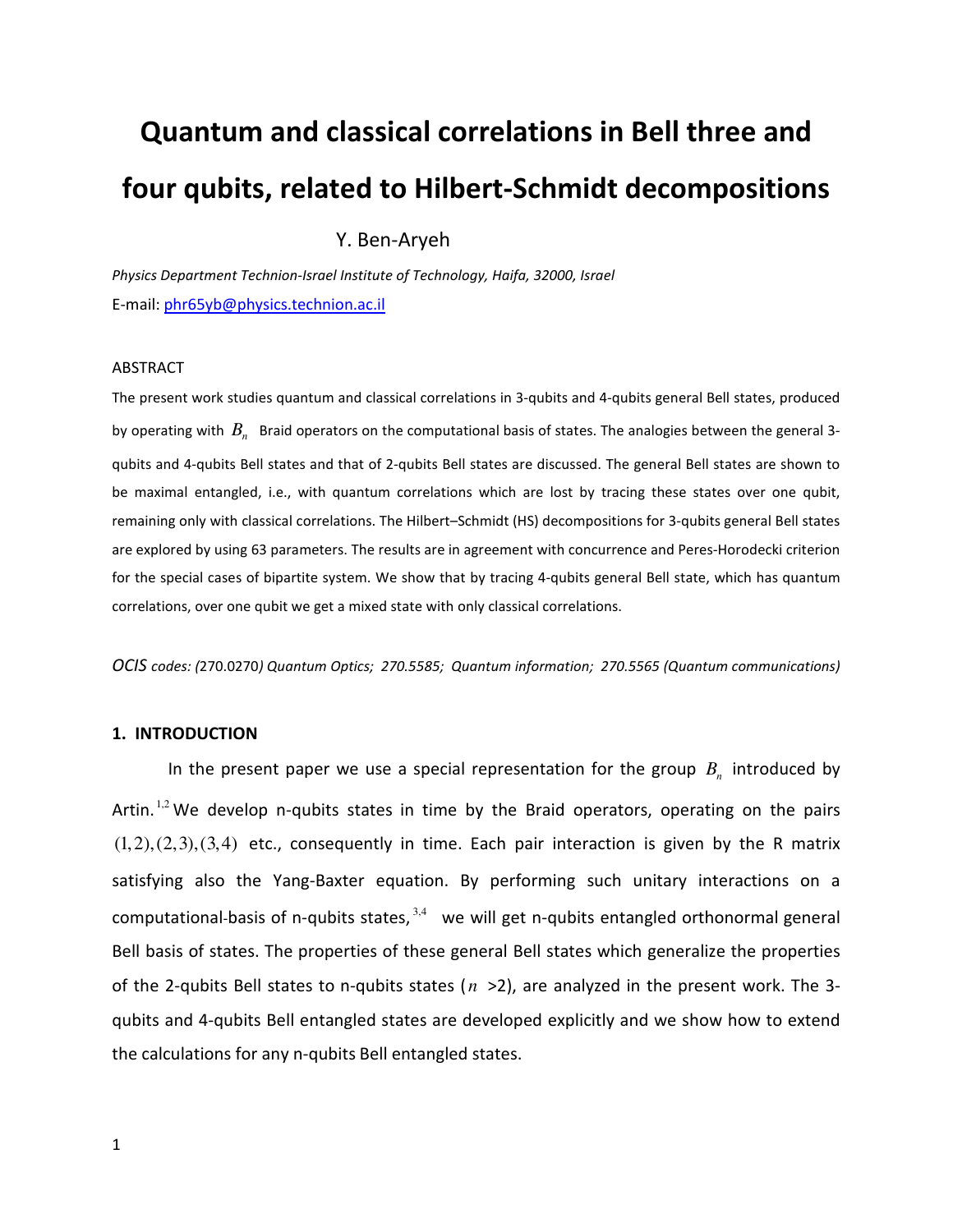# Quantum and classical correlations in Bell three and four qubits, related to Hilbert-Schmidt decompositions

Y. Ben-Aryeh

*Physics Department Technion-Israel Institute of Technology, Haifa, 32000, Israel*

E-mail: phr65yb@physics.technion.ac.il

ABSTRACT

The present work studies quantum and classical correlations in 3-qubits and 4-qubits general Bell states, produced by operating with $B_n$ Braid operators on the computational basis of states. The analogies between the general 3-qubits and 4-qubits Bell states and that of 2-qubits Bell states are discussed. The general Bell states are shown to be maximal entangled, i.e., with quantum correlations which are lost by tracing these states over one qubit, remaining only with classical correlations. The Hilbert–Schmidt (HS) decompositions for 3-qubits general Bell states are explored by using 63 parameters. The results are in agreement with concurrence and Peres-Horodecki criterion for the special cases of bipartite system. We show that by tracing 4-qubits general Bell state, which has quantum correlations, over one qubit we get a mixed state with only classical correlations.

*OCIS codes: (*270.0270*) Quantum Optics; 270.5585; Quantum information; 270.5565 (Quantum communications)*

## 1. INTRODUCTION

In the present paper we use a special representation for the group $B_n$ introduced by Artin.[1,2] We develop n-qubits states in time by the Braid operators, operating on the pairs $(1,2),(2,3),(3,4)$ etc., consequently in time. Each pair interaction is given by the R matrix satisfying also the Yang-Baxter equation. By performing such unitary interactions on a computational-basis of n-qubits states,[3,4] we will get n-qubits entangled orthonormal general Bell basis of states. The properties of these general Bell states which generalize the properties of the 2-qubits Bell states to n-qubits states ($n$ >2), are analyzed in the present work. The 3-qubits and 4-qubits Bell entangled states are developed explicitly and we show how to extend the calculations for any n-qubits Bell entangled states.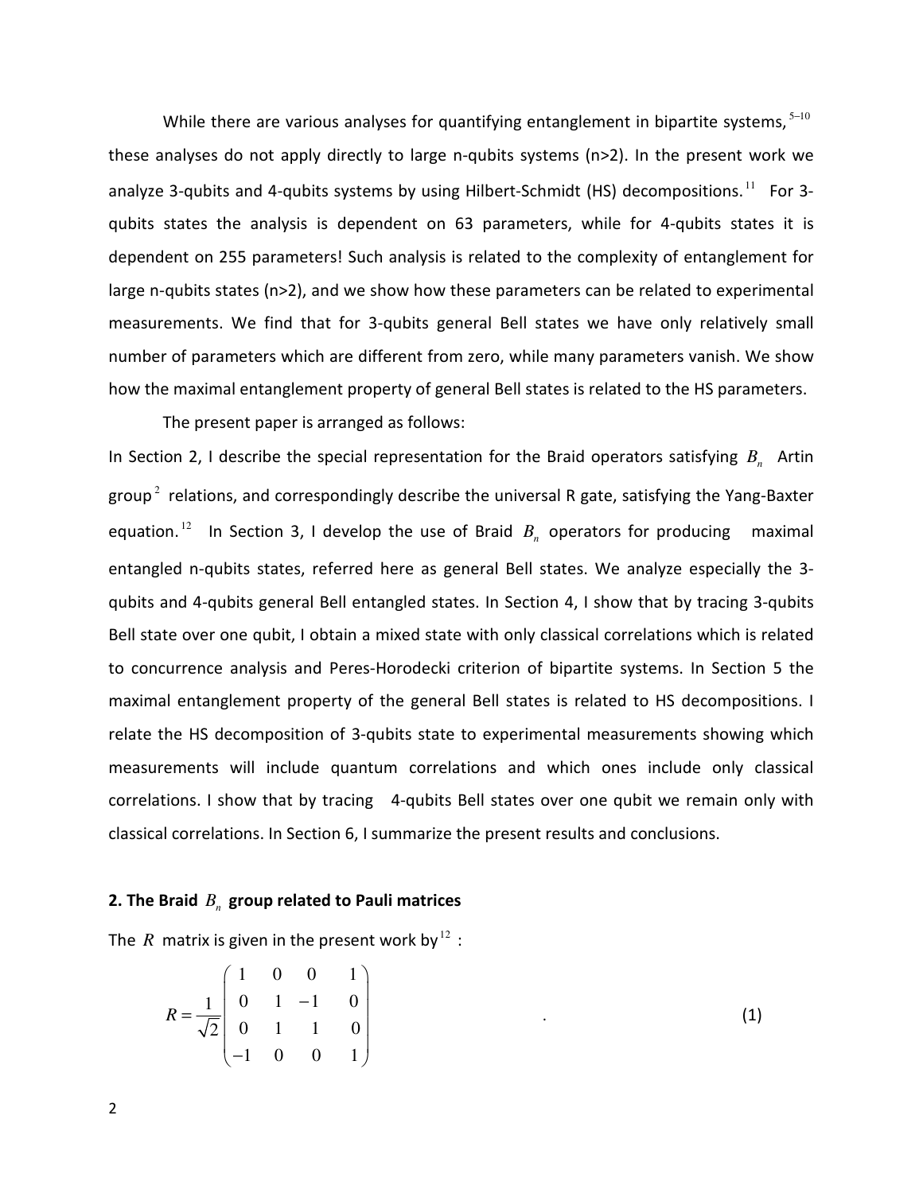While there are various analyses for quantifying entanglement in bipartite systems,[5–10] these analyses do not apply directly to large n-qubits systems (n>2). In the present work we analyze 3-qubits and 4-qubits systems by using Hilbert-Schmidt (HS) decompositions.[11] For 3-qubits states the analysis is dependent on 63 parameters, while for 4-qubits states it is dependent on 255 parameters! Such analysis is related to the complexity of entanglement for large n-qubits states (n>2), and we show how these parameters can be related to experimental measurements. We find that for 3-qubits general Bell states we have only relatively small number of parameters which are different from zero, while many parameters vanish. We show how the maximal entanglement property of general Bell states is related to the HS parameters.

The present paper is arranged as follows:

In Section 2, I describe the special representation for the Braid operators satisfying $B_n$ Artin group[2] relations, and correspondingly describe the universal R gate, satisfying the Yang-Baxter equation.[12] In Section 3, I develop the use of Braid $B_n$ operators for producing maximal entangled n-qubits states, referred here as general Bell states. We analyze especially the 3-qubits and 4-qubits general Bell entangled states. In Section 4, I show that by tracing 3-qubits Bell state over one qubit, I obtain a mixed state with only classical correlations which is related to concurrence analysis and Peres-Horodecki criterion of bipartite systems. In Section 5 the maximal entanglement property of the general Bell states is related to HS decompositions. I relate the HS decomposition of 3-qubits state to experimental measurements showing which measurements will include quantum correlations and which ones include only classical correlations. I show that by tracing 4-qubits Bell states over one qubit we remain only with classical correlations. In Section 6, I summarize the present results and conclusions.

## 2. The Braid $B_n$ group related to Pauli matrices

The $R$ matrix is given in the present work by[12] :

$$R = \frac{1}{\sqrt{2}} \begin{pmatrix} 1 & 0 & 0 & 1 \\ 0 & 1 & -1 & 0 \\ 0 & 1 & 1 & 0 \\ -1 & 0 & 0 & 1 \end{pmatrix} \quad . \tag{1}$$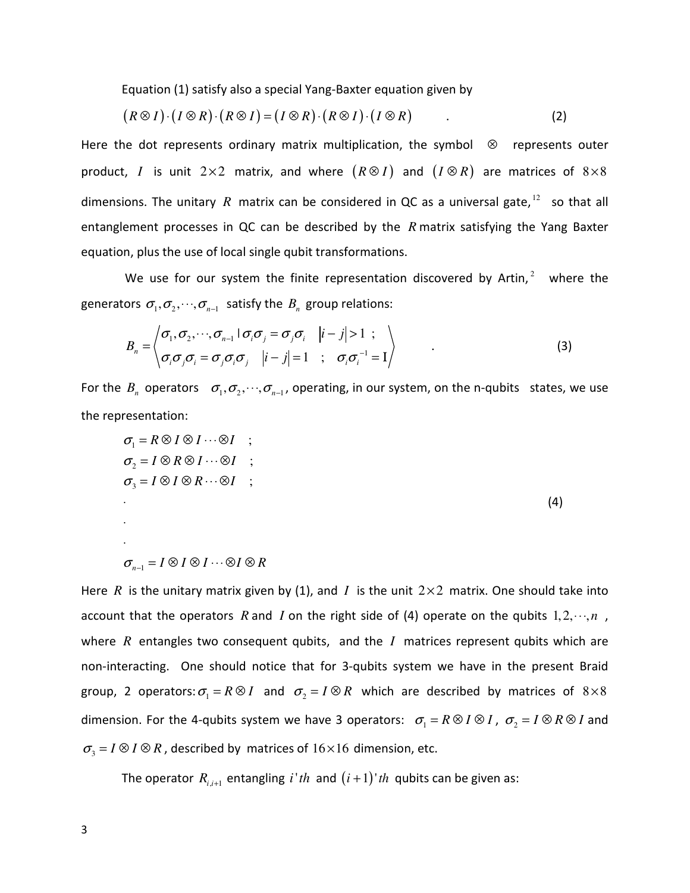Equation (1) satisfy also a special Yang-Baxter equation given by

$$(R \otimes I) \cdot (I \otimes R) \cdot (R \otimes I) = (I \otimes R) \cdot (R \otimes I) \cdot (I \otimes R) \quad . \tag{2}$$

Here the dot represents ordinary matrix multiplication, the symbol $\otimes$ represents outer product, $I$ is unit $2 \times 2$ matrix, and where $(R \otimes I)$ and $(I \otimes R)$ are matrices of $8 \times 8$ dimensions. The unitary $R$ matrix can be considered in QC as a universal gate,[12] so that all entanglement processes in QC can be described by the $R$ matrix satisfying the Yang Baxter equation, plus the use of local single qubit transformations.

We use for our system the finite representation discovered by Artin,[2] where the generators $\sigma_1, \sigma_2, \cdots, \sigma_{n-1}$ satisfy the $B_n$ group relations:

$$B_n = \left\langle \begin{matrix} \sigma_1, \sigma_2, \cdots, \sigma_{n-1} \mid \sigma_i \sigma_j = \sigma_j \sigma_i & |i-j| > 1 \ ; \\ \sigma_i \sigma_j \sigma_i = \sigma_j \sigma_i \sigma_j & |i-j| = 1 \ ; \ \sigma_i \sigma_i^{-1} = \mathrm{I} \end{matrix} \right\rangle \quad . \tag{3}$$

For the $B_n$ operators $\sigma_1, \sigma_2, \cdots, \sigma_{n-1}$, operating, in our system, on the n-qubits states, we use the representation:

$$\begin{aligned} &\sigma_1 = R \otimes I \otimes I \cdots \otimes I \quad ; \\ &\sigma_2 = I \otimes R \otimes I \cdots \otimes I \quad ; \\ &\sigma_3 = I \otimes I \otimes R \cdots \otimes I \quad ; \\ &\cdot \\ &\cdot \\ &\cdot \\ &\sigma_{n-1} = I \otimes I \otimes I \cdots \otimes I \otimes R \end{aligned} \tag{4}$$

Here $R$ is the unitary matrix given by (1), and $I$ is the unit $2 \times 2$ matrix. One should take into account that the operators $R$ and $I$ on the right side of (4) operate on the qubits $1, 2, \cdots, n$, where $R$ entangles two consequent qubits, and the $I$ matrices represent qubits which are non-interacting. One should notice that for 3-qubits system we have in the present Braid group, 2 operators: $\sigma_1 = R \otimes I$ and $\sigma_2 = I \otimes R$ which are described by matrices of $8 \times 8$ dimension. For the 4-qubits system we have 3 operators: $\sigma_1 = R \otimes I \otimes I$, $\sigma_2 = I \otimes R \otimes I$ and $\sigma_3 = I \otimes I \otimes R$, described by matrices of $16 \times 16$ dimension, etc.

The operator $R_{i,i+1}$ entangling $i'th$ and $(i+1)'th$ qubits can be given as: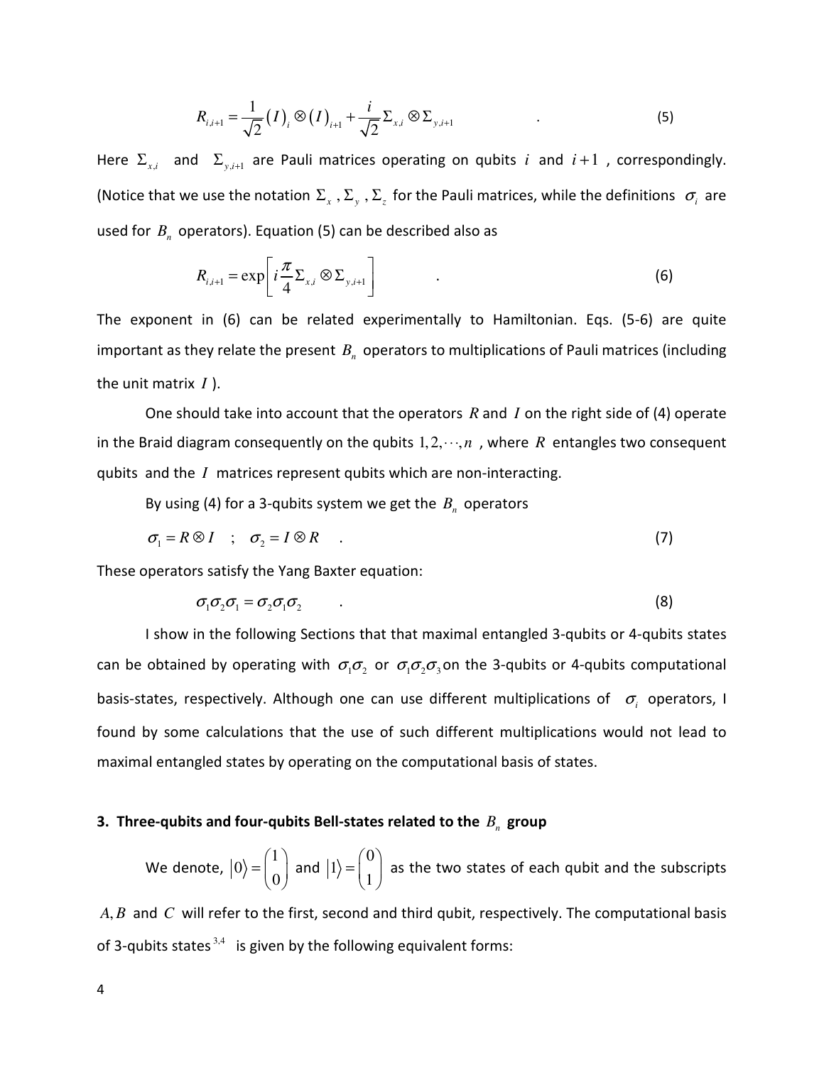$$R_{i,i+1} = \frac{1}{\sqrt{2}}(I)_i \otimes (I)_{i+1} + \frac{i}{\sqrt{2}}\Sigma_{x,i} \otimes \Sigma_{y,i+1} \qquad . \tag{5}$$

Here $\Sigma_{x,i}$ and $\Sigma_{y,i+1}$ are Pauli matrices operating on qubits $i$ and $i+1$, correspondingly. (Notice that we use the notation $\Sigma_x$, $\Sigma_y$, $\Sigma_z$ for the Pauli matrices, while the definitions $\sigma_i$ are used for $B_n$ operators). Equation (5) can be described also as

$$R_{i,i+1} = \exp\left[ i\frac{\pi}{4}\Sigma_{x,i} \otimes \Sigma_{y,i+1} \right] \qquad . \tag{6}$$

The exponent in (6) can be related experimentally to Hamiltonian. Eqs. (5-6) are quite important as they relate the present $B_n$ operators to multiplications of Pauli matrices (including the unit matrix $I$ ).

One should take into account that the operators $R$ and $I$ on the right side of (4) operate in the Braid diagram consequently on the qubits $1, 2, \cdots, n$ , where $R$ entangles two consequent qubits and the $I$ matrices represent qubits which are non-interacting.

By using (4) for a 3-qubits system we get the $B_n$ operators

$$\sigma_1 = R \otimes I \quad ; \quad \sigma_2 = I \otimes R \quad . \tag{7}$$

These operators satisfy the Yang Baxter equation:

$$\sigma_1\sigma_2\sigma_1 = \sigma_2\sigma_1\sigma_2 \qquad . \tag{8}$$

I show in the following Sections that that maximal entangled 3-qubits or 4-qubits states can be obtained by operating with $\sigma_1\sigma_2$ or $\sigma_1\sigma_2\sigma_3$ on the 3-qubits or 4-qubits computational basis-states, respectively. Although one can use different multiplications of $\sigma_i$ operators, I found by some calculations that the use of such different multiplications would not lead to maximal entangled states by operating on the computational basis of states.

## 3. Three-qubits and four-qubits Bell-states related to the $B_n$ group

We denote, $|0\rangle = \begin{pmatrix} 1 \\ 0 \end{pmatrix}$ and $|1\rangle = \begin{pmatrix} 0 \\ 1 \end{pmatrix}$ as the two states of each qubit and the subscripts $A, B$ and $C$ will refer to the first, second and third qubit, respectively. The computational basis of 3-qubits states [3,4] is given by the following equivalent forms: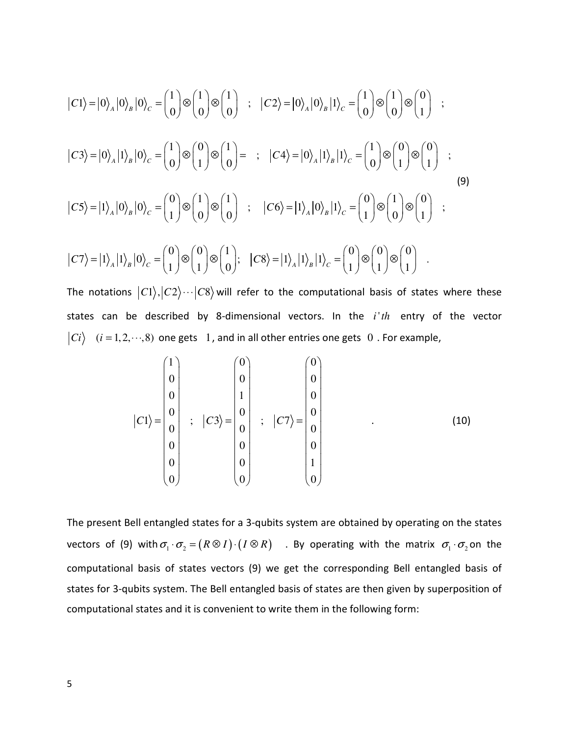$$
\begin{aligned}
&|C1\rangle = |0\rangle_A |0\rangle_B |0\rangle_C = \begin{pmatrix}1\\0\end{pmatrix} \otimes \begin{pmatrix}1\\0\end{pmatrix} \otimes \begin{pmatrix}1\\0\end{pmatrix} \quad ; \quad |C2\rangle = |0\rangle_A |0\rangle_B |1\rangle_C = \begin{pmatrix}1\\0\end{pmatrix} \otimes \begin{pmatrix}1\\0\end{pmatrix} \otimes \begin{pmatrix}0\\1\end{pmatrix} \quad ; \\
&|C3\rangle = |0\rangle_A |1\rangle_B |0\rangle_C = \begin{pmatrix}1\\0\end{pmatrix} \otimes \begin{pmatrix}0\\1\end{pmatrix} \otimes \begin{pmatrix}1\\0\end{pmatrix} = \quad ; \quad |C4\rangle = |0\rangle_A |1\rangle_B |1\rangle_C = \begin{pmatrix}1\\0\end{pmatrix} \otimes \begin{pmatrix}0\\1\end{pmatrix} \otimes \begin{pmatrix}0\\1\end{pmatrix} \quad ; \\
&|C5\rangle = |1\rangle_A |0\rangle_B |0\rangle_C = \begin{pmatrix}0\\1\end{pmatrix} \otimes \begin{pmatrix}1\\0\end{pmatrix} \otimes \begin{pmatrix}1\\0\end{pmatrix} \quad ; \quad |C6\rangle = |1\rangle_A |0\rangle_B |1\rangle_C = \begin{pmatrix}0\\1\end{pmatrix} \otimes \begin{pmatrix}1\\0\end{pmatrix} \otimes \begin{pmatrix}0\\1\end{pmatrix} \quad ; \\
&|C7\rangle = |1\rangle_A |1\rangle_B |0\rangle_C = \begin{pmatrix}0\\1\end{pmatrix} \otimes \begin{pmatrix}0\\1\end{pmatrix} \otimes \begin{pmatrix}1\\0\end{pmatrix}; \quad |C8\rangle = |1\rangle_A |1\rangle_B |1\rangle_C = \begin{pmatrix}0\\1\end{pmatrix} \otimes \begin{pmatrix}0\\1\end{pmatrix} \otimes \begin{pmatrix}0\\1\end{pmatrix} \quad .
\end{aligned}
\tag{9}
$$

The notations $|C1\rangle, |C2\rangle \cdots |C8\rangle$ will refer to the computational basis of states where these states can be described by 8-dimensional vectors. In the $i'th$ entry of the vector $|Ci\rangle \quad (i = 1, 2, \cdots, 8)$ one gets $1$, and in all other entries one gets $0$. For example,

$$
|C1\rangle = \begin{pmatrix}1\\0\\0\\0\\0\\0\\0\\0\end{pmatrix} \quad ; \quad |C3\rangle = \begin{pmatrix}0\\0\\1\\0\\0\\0\\0\\0\end{pmatrix} \quad ; \quad |C7\rangle = \begin{pmatrix}0\\0\\0\\0\\0\\0\\1\\0\end{pmatrix} \quad . \tag{10}
$$

The present Bell entangled states for a 3-qubits system are obtained by operating on the states vectors of (9) with $\sigma_1 \cdot \sigma_2 = (R \otimes I) \cdot (I \otimes R)$. By operating with the matrix $\sigma_1 \cdot \sigma_2$ on the computational basis of states vectors (9) we get the corresponding Bell entangled basis of states for 3-qubits system. The Bell entangled basis of states are then given by superposition of computational states and it is convenient to write them in the following form: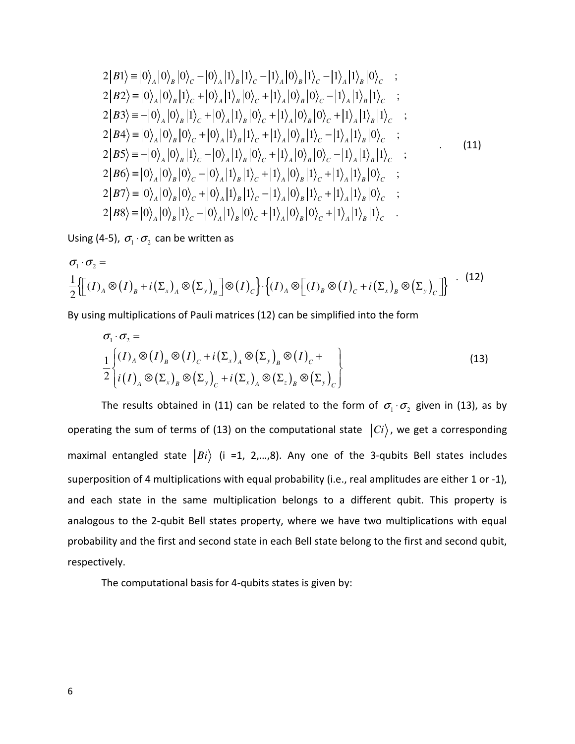$$
\begin{aligned}
2|B1\rangle &\equiv |0\rangle_A|0\rangle_B|0\rangle_C - |0\rangle_A|1\rangle_B|1\rangle_C - |1\rangle_A|0\rangle_B|1\rangle_C - |1\rangle_A|1\rangle_B|0\rangle_C \quad ; \\
2|B2\rangle &\equiv |0\rangle_A|0\rangle_B|1\rangle_C + |0\rangle_A|1\rangle_B|0\rangle_C + |1\rangle_A|0\rangle_B|0\rangle_C - |1\rangle_A|1\rangle_B|1\rangle_C \quad ; \\
2|B3\rangle &\equiv -|0\rangle_A|0\rangle_B|1\rangle_C + |0\rangle_A|1\rangle_B|0\rangle_C + |1\rangle_A|0\rangle_B|0\rangle_C + |1\rangle_A|1\rangle_B|1\rangle_C \quad ; \\
2|B4\rangle &\equiv |0\rangle_A|0\rangle_B|0\rangle_C + |0\rangle_A|1\rangle_B|1\rangle_C + |1\rangle_A|0\rangle_B|1\rangle_C - |1\rangle_A|1\rangle_B|0\rangle_C \quad ; \\
2|B5\rangle &\equiv -|0\rangle_A|0\rangle_B|1\rangle_C - |0\rangle_A|1\rangle_B|0\rangle_C + |1\rangle_A|0\rangle_B|0\rangle_C - |1\rangle_A|1\rangle_B|1\rangle_C \quad ; \\
2|B6\rangle &\equiv |0\rangle_A|0\rangle_B|0\rangle_C - |0\rangle_A|1\rangle_B|1\rangle_C + |1\rangle_A|0\rangle_B|1\rangle_C + |1\rangle_A|1\rangle_B|0\rangle_C \quad ; \\
2|B7\rangle &\equiv |0\rangle_A|0\rangle_B|0\rangle_C + |0\rangle_A|1\rangle_B|1\rangle_C - |1\rangle_A|0\rangle_B|1\rangle_C + |1\rangle_A|1\rangle_B|0\rangle_C \quad ; \\
2|B8\rangle &\equiv |0\rangle_A|0\rangle_B|1\rangle_C - |0\rangle_A|1\rangle_B|0\rangle_C + |1\rangle_A|0\rangle_B|0\rangle_C + |1\rangle_A|1\rangle_B|1\rangle_C \quad .
\end{aligned}
\tag{11}
$$

Using (4-5), $\sigma_1 \cdot \sigma_2$ can be written as

$$
\sigma_1 \cdot \sigma_2 = \frac{1}{2}\left\{\left[(I)_A \otimes (I)_B + i(\Sigma_x)_A \otimes (\Sigma_y)_B\right] \otimes (I)_C\right\} \cdot \left\{(I)_A \otimes \left[(I)_B \otimes (I)_C + i(\Sigma_x)_B \otimes (\Sigma_y)_C\right]\right\} \quad . \tag{12}
$$

By using multiplications of Pauli matrices (12) can be simplified into the form

$$
\sigma_1 \cdot \sigma_2 = \frac{1}{2}\left\{
\begin{aligned}
&(I)_A \otimes (I)_B \otimes (I)_C + i(\Sigma_x)_A \otimes (\Sigma_y)_B \otimes (I)_C + \\
&i(I)_A \otimes (\Sigma_x)_B \otimes (\Sigma_y)_C + i(\Sigma_x)_A \otimes (\Sigma_z)_B \otimes (\Sigma_y)_C
\end{aligned}
\right\} \tag{13}
$$

The results obtained in (11) can be related to the form of $\sigma_1 \cdot \sigma_2$ given in (13), as by operating the sum of terms of (13) on the computational state $|Ci\rangle$, we get a corresponding maximal entangled state $|Bi\rangle$ (i =1, 2,…,8). Any one of the 3-qubits Bell states includes superposition of 4 multiplications with equal probability (i.e., real amplitudes are either 1 or -1), and each state in the same multiplication belongs to a different qubit. This property is analogous to the 2-qubit Bell states property, where we have two multiplications with equal probability and the first and second state in each Bell state belong to the first and second qubit, respectively.

The computational basis for 4-qubits states is given by: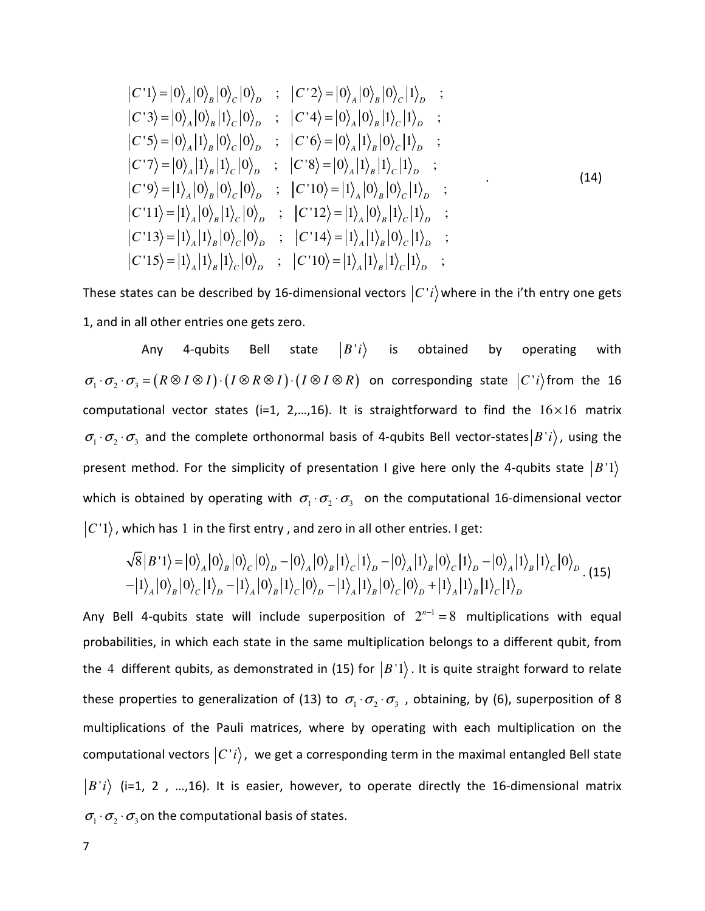$$
\begin{array}{ll}
|C'1\rangle = |0\rangle_A |0\rangle_B |0\rangle_C |0\rangle_D \quad ; & |C'2\rangle = |0\rangle_A |0\rangle_B |0\rangle_C |1\rangle_D \quad ; \\
|C'3\rangle = |0\rangle_A |0\rangle_B |1\rangle_C |0\rangle_D \quad ; & |C'4\rangle = |0\rangle_A |0\rangle_B |1\rangle_C |1\rangle_D \quad ; \\
|C'5\rangle = |0\rangle_A |1\rangle_B |0\rangle_C |0\rangle_D \quad ; & |C'6\rangle = |0\rangle_A |1\rangle_B |0\rangle_C |1\rangle_D \quad ; \\
|C'7\rangle = |0\rangle_A |1\rangle_B |1\rangle_C |0\rangle_D \quad ; & |C'8\rangle = |0\rangle_A |1\rangle_B |1\rangle_C |1\rangle_D \quad ; \\
|C'9\rangle = |1\rangle_A |0\rangle_B |0\rangle_C |0\rangle_D \quad ; & |C'10\rangle = |1\rangle_A |0\rangle_B |0\rangle_C |1\rangle_D \quad ; \\
|C'11\rangle = |1\rangle_A |0\rangle_B |1\rangle_C |0\rangle_D \quad ; & |C'12\rangle = |1\rangle_A |0\rangle_B |1\rangle_C |1\rangle_D \quad ; \\
|C'13\rangle = |1\rangle_A |1\rangle_B |0\rangle_C |0\rangle_D \quad ; & |C'14\rangle = |1\rangle_A |1\rangle_B |0\rangle_C |1\rangle_D \quad ; \\
|C'15\rangle = |1\rangle_A |1\rangle_B |1\rangle_C |0\rangle_D \quad ; & |C'10\rangle = |1\rangle_A |1\rangle_B |1\rangle_C |1\rangle_D \quad ;
\end{array}
\quad . \tag{14}
$$

These states can be described by 16-dimensional vectors $|C'i\rangle$ where in the i'th entry one gets 1, and in all other entries one gets zero.

Any 4-qubits Bell state $|B'i\rangle$ is obtained by operating with $\sigma_1 \cdot \sigma_2 \cdot \sigma_3 = (R \otimes I \otimes I) \cdot (I \otimes R \otimes I) \cdot (I \otimes I \otimes R)$ on corresponding state $|C'i\rangle$ from the 16 computational vector states (i=1, 2,…,16). It is straightforward to find the $16 \times 16$ matrix $\sigma_1 \cdot \sigma_2 \cdot \sigma_3$ and the complete orthonormal basis of 4-qubits Bell vector-states $|B'i\rangle$, using the present method. For the simplicity of presentation I give here only the 4-qubits state $|B'1\rangle$ which is obtained by operating with $\sigma_1 \cdot \sigma_2 \cdot \sigma_3$ on the computational 16-dimensional vector $|C'1\rangle$, which has $1$ in the first entry , and zero in all other entries. I get:

$$
\begin{aligned}
\sqrt{8}\,|B'1\rangle = {} & |0\rangle_A |0\rangle_B |0\rangle_C |0\rangle_D - |0\rangle_A |0\rangle_B |1\rangle_C |1\rangle_D - |0\rangle_A |1\rangle_B |0\rangle_C |1\rangle_D - |0\rangle_A |1\rangle_B |1\rangle_C |0\rangle_D \\
& - |1\rangle_A |0\rangle_B |0\rangle_C |1\rangle_D - |1\rangle_A |0\rangle_B |1\rangle_C |0\rangle_D - |1\rangle_A |1\rangle_B |0\rangle_C |0\rangle_D + |1\rangle_A |1\rangle_B |1\rangle_C |1\rangle_D
\end{aligned}
\quad . \tag{15}
$$

Any Bell 4-qubits state will include superposition of $2^{n-1} = 8$ multiplications with equal probabilities, in which each state in the same multiplication belongs to a different qubit, from the $4$ different qubits, as demonstrated in (15) for $|B'1\rangle$. It is quite straight forward to relate these properties to generalization of (13) to $\sigma_1 \cdot \sigma_2 \cdot \sigma_3$ , obtaining, by (6), superposition of 8 multiplications of the Pauli matrices, where by operating with each multiplication on the computational vectors $|C'i\rangle$, we get a corresponding term in the maximal entangled Bell state $|B'i\rangle$ (i=1, 2 , …,16). It is easier, however, to operate directly the 16-dimensional matrix $\sigma_1 \cdot \sigma_2 \cdot \sigma_3$ on the computational basis of states.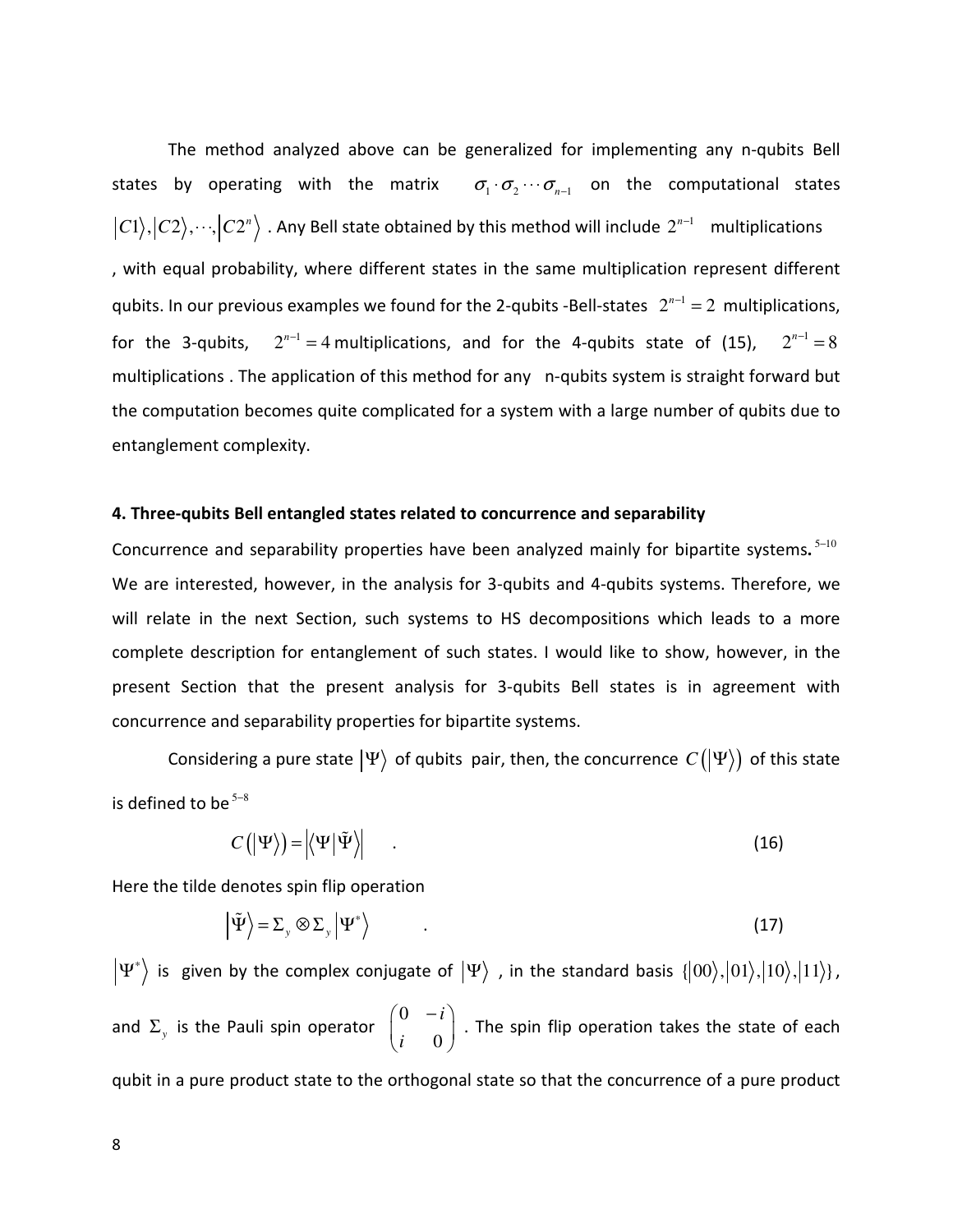The method analyzed above can be generalized for implementing any n-qubits Bell states by operating with the matrix $\sigma_1 \cdot \sigma_2 \cdots \sigma_{n-1}$ on the computational states $|C1\rangle, |C2\rangle, \cdots, |C2^n\rangle$. Any Bell state obtained by this method will include $2^{n-1}$ multiplications , with equal probability, where different states in the same multiplication represent different qubits. In our previous examples we found for the 2-qubits -Bell-states $2^{n-1} = 2$ multiplications, for the 3-qubits, $2^{n-1} = 4$ multiplications, and for the 4-qubits state of (15), $2^{n-1} = 8$ multiplications . The application of this method for any n-qubits system is straight forward but the computation becomes quite complicated for a system with a large number of qubits due to entanglement complexity.

#### 4. Three-qubits Bell entangled states related to concurrence and separability

Concurrence and separability properties have been analyzed mainly for bipartite systems.[5–10] We are interested, however, in the analysis for 3-qubits and 4-qubits systems. Therefore, we will relate in the next Section, such systems to HS decompositions which leads to a more complete description for entanglement of such states. I would like to show, however, in the present Section that the present analysis for 3-qubits Bell states is in agreement with concurrence and separability properties for bipartite systems.

Considering a pure state $|\Psi\rangle$ of qubits pair, then, the concurrence $C(|\Psi\rangle)$ of this state is defined to be[5–8]

$$C(|\Psi\rangle) = \left|\langle \Psi | \tilde{\Psi} \rangle\right| \quad . \tag{16}$$

Here the tilde denotes spin flip operation

$$|\tilde{\Psi}\rangle = \Sigma_y \otimes \Sigma_y |\Psi^*\rangle \quad . \tag{17}$$

$|\Psi^*\rangle$ is given by the complex conjugate of $|\Psi\rangle$ , in the standard basis $\{|00\rangle, |01\rangle, |10\rangle, |11\rangle\}$, and $\Sigma_y$ is the Pauli spin operator $\begin{pmatrix} 0 & -i \\ i & 0 \end{pmatrix}$. The spin flip operation takes the state of each qubit in a pure product state to the orthogonal state so that the concurrence of a pure product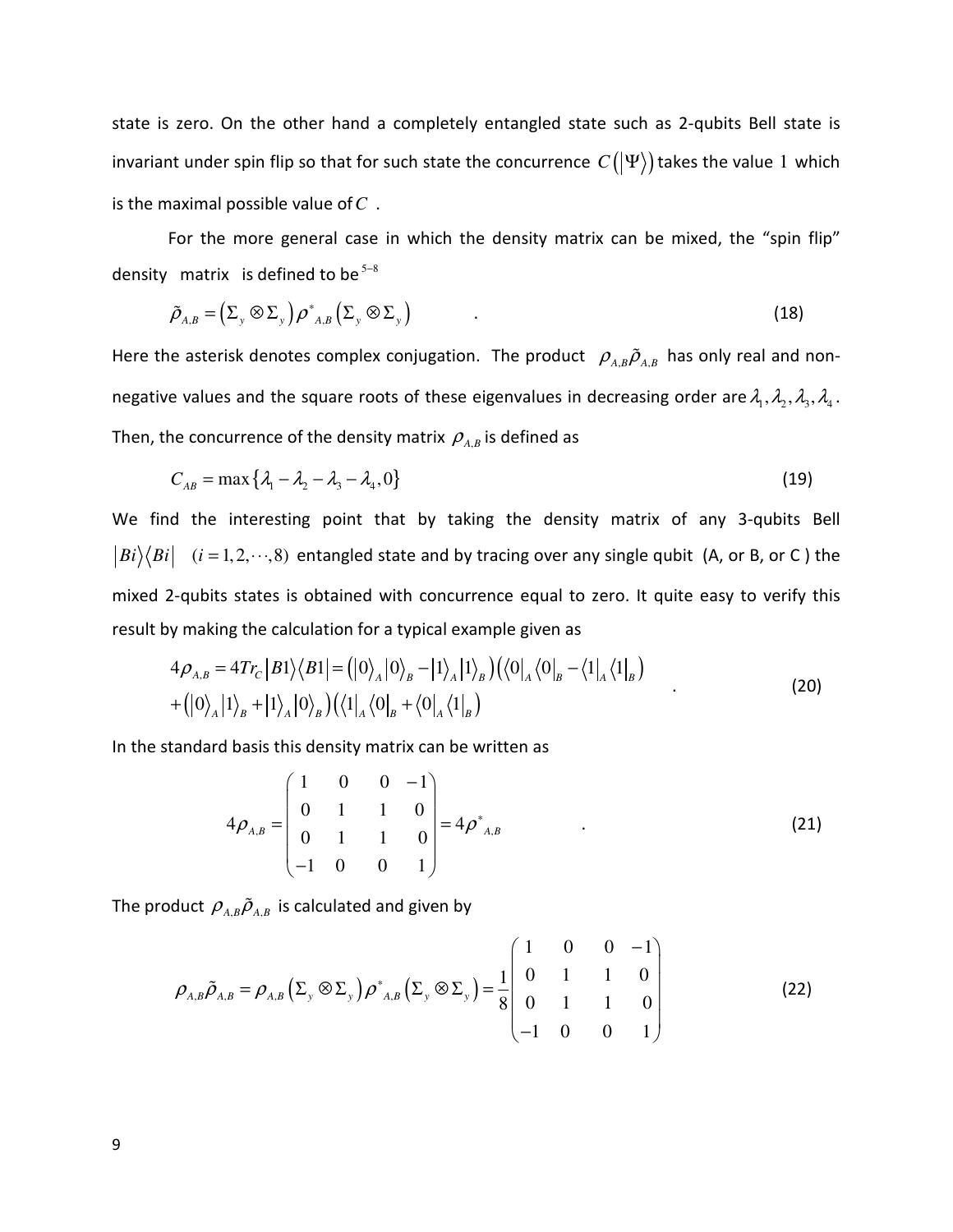state is zero. On the other hand a completely entangled state such as 2-qubits Bell state is invariant under spin flip so that for such state the concurrence $C(|\Psi\rangle)$ takes the value 1 which is the maximal possible value of $C$ .

For the more general case in which the density matrix can be mixed, the "spin flip" density matrix is defined to be[5–8]

$$\tilde{\rho}_{A,B} = \left(\Sigma_y \otimes \Sigma_y\right) \rho^*_{A,B} \left(\Sigma_y \otimes \Sigma_y\right) \quad . \tag{18}$$

Here the asterisk denotes complex conjugation. The product $\rho_{A,B}\tilde{\rho}_{A,B}$ has only real and non-negative values and the square roots of these eigenvalues in decreasing order are $\lambda_1, \lambda_2, \lambda_3, \lambda_4$. Then, the concurrence of the density matrix $\rho_{A,B}$ is defined as

$$C_{AB} = \max\left\{\lambda_1 - \lambda_2 - \lambda_3 - \lambda_4, 0\right\} \tag{19}$$

We find the interesting point that by taking the density matrix of any 3-qubits Bell $|Bi\rangle\langle Bi| \quad (i = 1, 2, \cdots, 8)$ entangled state and by tracing over any single qubit (A, or B, or C ) the mixed 2-qubits states is obtained with concurrence equal to zero. It quite easy to verify this result by making the calculation for a typical example given as

$$\begin{aligned} 4\rho_{A,B} &= 4Tr_C\left|B1\right\rangle\left\langle B1\right| = \left(|0\rangle_A|0\rangle_B - |1\rangle_A|1\rangle_B\right)\left(\langle 0|_A\langle 0|_B - \langle 1|_A\langle 1|_B\right) \\ &+ \left(|0\rangle_A|1\rangle_B + |1\rangle_A|0\rangle_B\right)\left(\langle 1|_A\langle 0|_B + \langle 0|_A\langle 1|_B\right) \end{aligned} \quad . \tag{20}$$

In the standard basis this density matrix can be written as

$$4\rho_{A,B} = \begin{pmatrix} 1 & 0 & 0 & -1 \\ 0 & 1 & 1 & 0 \\ 0 & 1 & 1 & 0 \\ -1 & 0 & 0 & 1 \end{pmatrix} = 4\rho^*_{A,B} \quad . \tag{21}$$

The product $\rho_{A,B}\tilde{\rho}_{A,B}$ is calculated and given by

$$\rho_{A,B}\tilde{\rho}_{A,B} = \rho_{A,B}\left(\Sigma_y \otimes \Sigma_y\right)\rho^*_{A,B}\left(\Sigma_y \otimes \Sigma_y\right) = \frac{1}{8}\begin{pmatrix} 1 & 0 & 0 & -1 \\ 0 & 1 & 1 & 0 \\ 0 & 1 & 1 & 0 \\ -1 & 0 & 0 & 1 \end{pmatrix} \tag{22}$$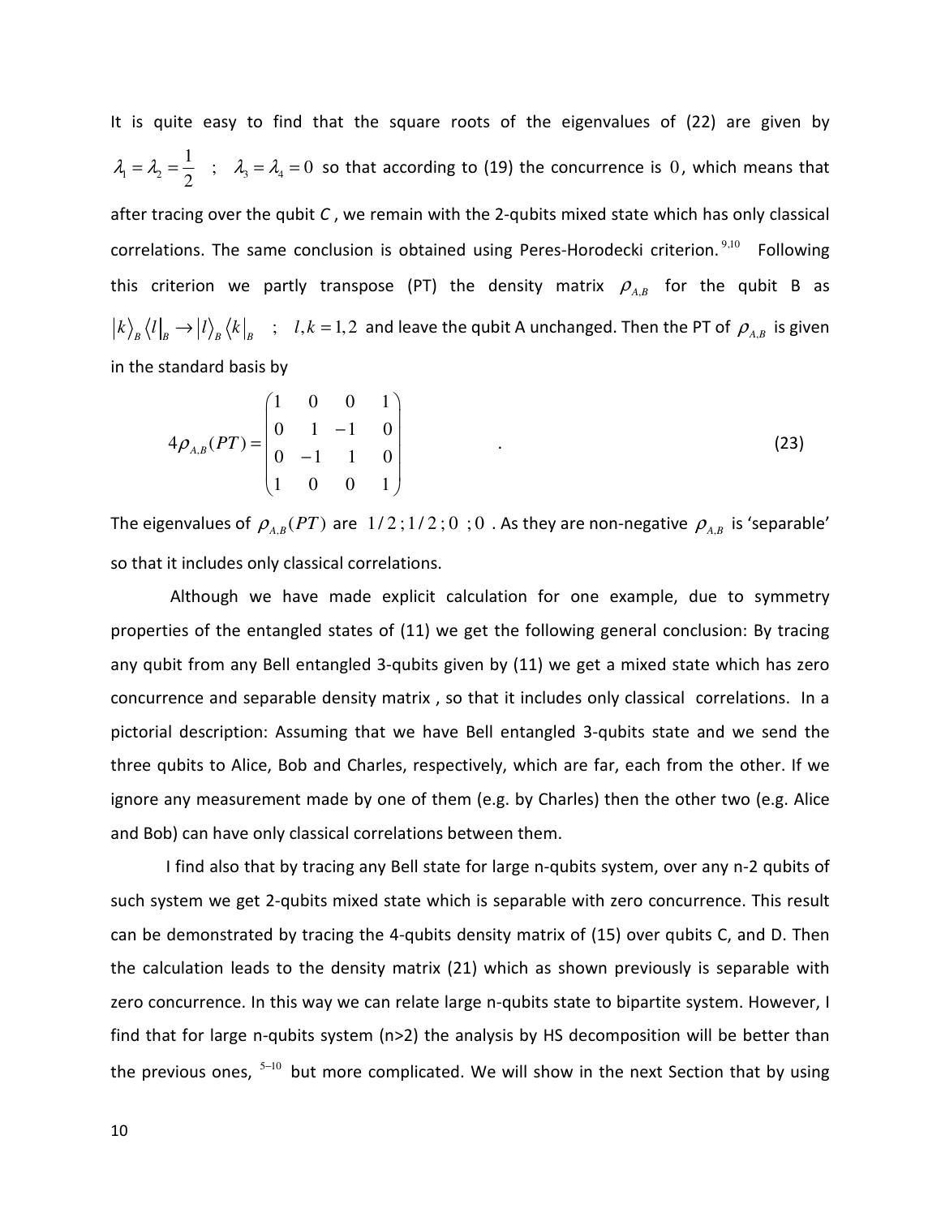It is quite easy to find that the square roots of the eigenvalues of (22) are given by $\lambda_1 = \lambda_2 = \frac{1}{2}$ ; $\lambda_3 = \lambda_4 = 0$ so that according to (19) the concurrence is $0$, which means that after tracing over the qubit *C* , we remain with the 2-qubits mixed state which has only classical correlations. The same conclusion is obtained using Peres-Horodecki criterion.[9,10] Following this criterion we partly transpose (PT) the density matrix $\rho_{A,B}$ for the qubit B as $|k\rangle_B \langle l|_B \rightarrow |l\rangle_B \langle k|_B$ ; $l,k = 1,2$ and leave the qubit A unchanged. Then the PT of $\rho_{A,B}$ is given in the standard basis by

$$4\rho_{A,B}(PT) = \begin{pmatrix} 1 & 0 & 0 & 1 \\ 0 & 1 & -1 & 0 \\ 0 & -1 & 1 & 0 \\ 1 & 0 & 0 & 1 \end{pmatrix} \qquad . \tag{23}$$

The eigenvalues of $\rho_{A,B}(PT)$ are $1/2\,;1/2\,;0\;;0$ . As they are non-negative $\rho_{A,B}$ is 'separable' so that it includes only classical correlations.

Although we have made explicit calculation for one example, due to symmetry properties of the entangled states of (11) we get the following general conclusion: By tracing any qubit from any Bell entangled 3-qubits given by (11) we get a mixed state which has zero concurrence and separable density matrix , so that it includes only classical correlations. In a pictorial description: Assuming that we have Bell entangled 3-qubits state and we send the three qubits to Alice, Bob and Charles, respectively, which are far, each from the other. If we ignore any measurement made by one of them (e.g. by Charles) then the other two (e.g. Alice and Bob) can have only classical correlations between them.

I find also that by tracing any Bell state for large n-qubits system, over any n-2 qubits of such system we get 2-qubits mixed state which is separable with zero concurrence. This result can be demonstrated by tracing the 4-qubits density matrix of (15) over qubits C, and D. Then the calculation leads to the density matrix (21) which as shown previously is separable with zero concurrence. In this way we can relate large n-qubits state to bipartite system. However, I find that for large n-qubits system (n>2) the analysis by HS decomposition will be better than the previous ones,[5–10] but more complicated. We will show in the next Section that by using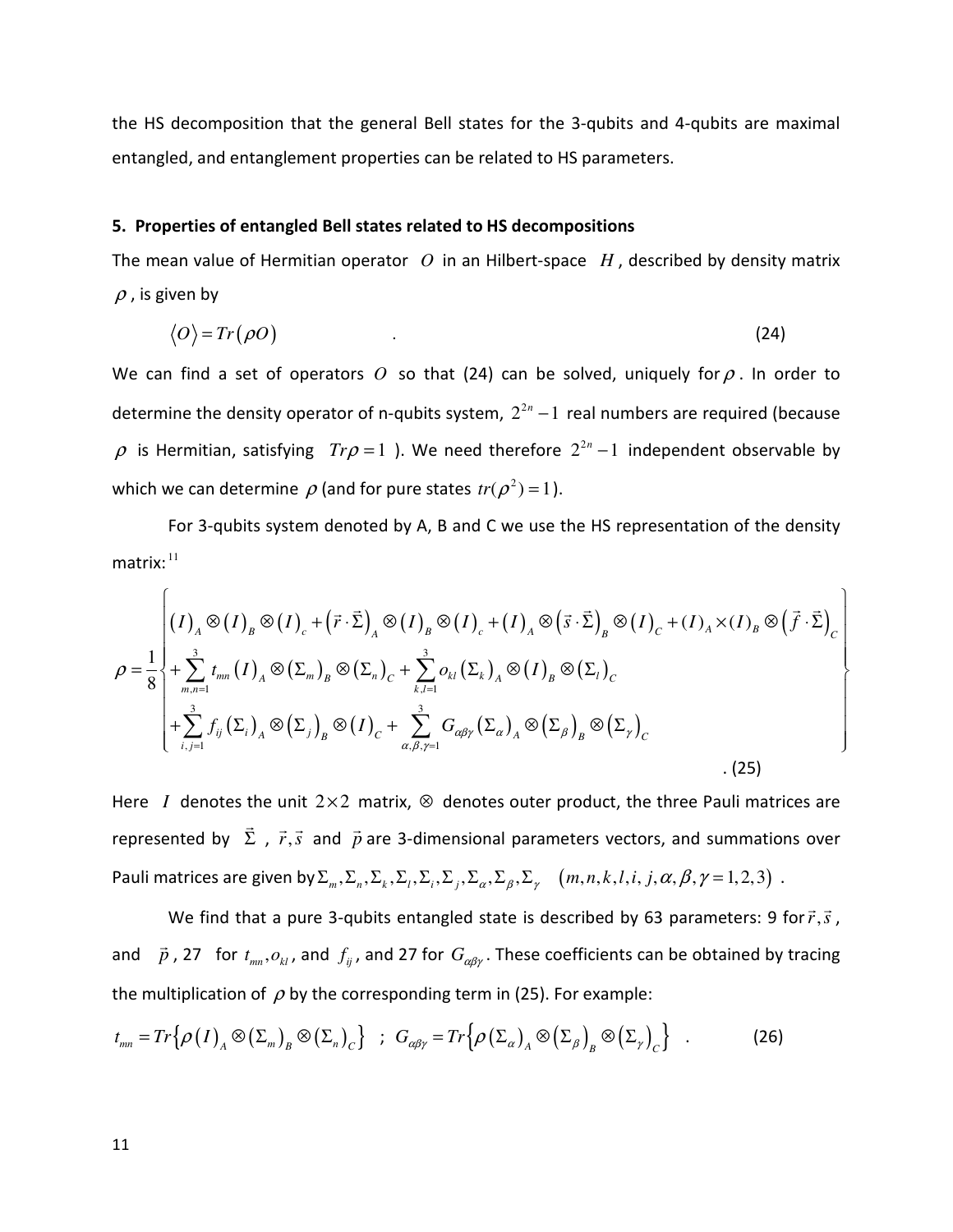the HS decomposition that the general Bell states for the 3-qubits and 4-qubits are maximal entangled, and entanglement properties can be related to HS parameters.

### 5. Properties of entangled Bell states related to HS decompositions

The mean value of Hermitian operator $O$ in an Hilbert-space $H$, described by density matrix $\rho$, is given by

$$\langle O \rangle = Tr(\rho O) \qquad . \tag{24}$$

We can find a set of operators $O$ so that (24) can be solved, uniquely for $\rho$. In order to determine the density operator of n-qubits system, $2^{2n}-1$ real numbers are required (because $\rho$ is Hermitian, satisfying $Tr\rho = 1$ ). We need therefore $2^{2n}-1$ independent observable by which we can determine $\rho$ (and for pure states $tr(\rho^2)=1$).

For 3-qubits system denoted by A, B and C we use the HS representation of the density matrix:[11]

$$\rho = \frac{1}{8}\left\{ \begin{array}{l} (I)_A \otimes (I)_B \otimes (I)_c + (\vec{r}\cdot\vec{\Sigma})_A \otimes (I)_B \otimes (I)_c + (I)_A \otimes (\vec{s}\cdot\vec{\Sigma})_B \otimes (I)_C + (I)_A \times (I)_B \otimes (\vec{f}\cdot\vec{\Sigma})_C \\ + \sum_{m,n=1}^{3} t_{mn} (I)_A \otimes (\Sigma_m)_B \otimes (\Sigma_n)_C + \sum_{k,l=1}^{3} o_{kl} (\Sigma_k)_A \otimes (I)_B \otimes (\Sigma_l)_C \\ + \sum_{i,j=1}^{3} f_{ij} (\Sigma_i)_A \otimes (\Sigma_j)_B \otimes (I)_C + \sum_{\alpha,\beta,\gamma=1}^{3} G_{\alpha\beta\gamma} (\Sigma_\alpha)_A \otimes (\Sigma_\beta)_B \otimes (\Sigma_\gamma)_C \end{array} \right\} . \tag{25}$$

Here $I$ denotes the unit $2\times 2$ matrix, $\otimes$ denotes outer product, the three Pauli matrices are represented by $\vec{\Sigma}$ , $\vec{r},\vec{s}$ and $\vec{p}$ are 3-dimensional parameters vectors, and summations over Pauli matrices are given by $\Sigma_m, \Sigma_n, \Sigma_k, \Sigma_l, \Sigma_i, \Sigma_j, \Sigma_\alpha, \Sigma_\beta, \Sigma_\gamma \quad (m,n,k,l,i,j,\alpha,\beta,\gamma = 1,2,3)$ .

We find that a pure 3-qubits entangled state is described by 63 parameters: 9 for $\vec{r},\vec{s}$, and $\vec{p}$, 27 for $t_{mn}, o_{kl}$, and $f_{ij}$, and 27 for $G_{\alpha\beta\gamma}$. These coefficients can be obtained by tracing the multiplication of $\rho$ by the corresponding term in (25). For example:

$$t_{mn} = Tr\left\{\rho (I)_A \otimes (\Sigma_m)_B \otimes (\Sigma_n)_C\right\} \;\; ; \;\; G_{\alpha\beta\gamma} = Tr\left\{\rho (\Sigma_\alpha)_A \otimes (\Sigma_\beta)_B \otimes (\Sigma_\gamma)_C\right\} \quad . \tag{26}$$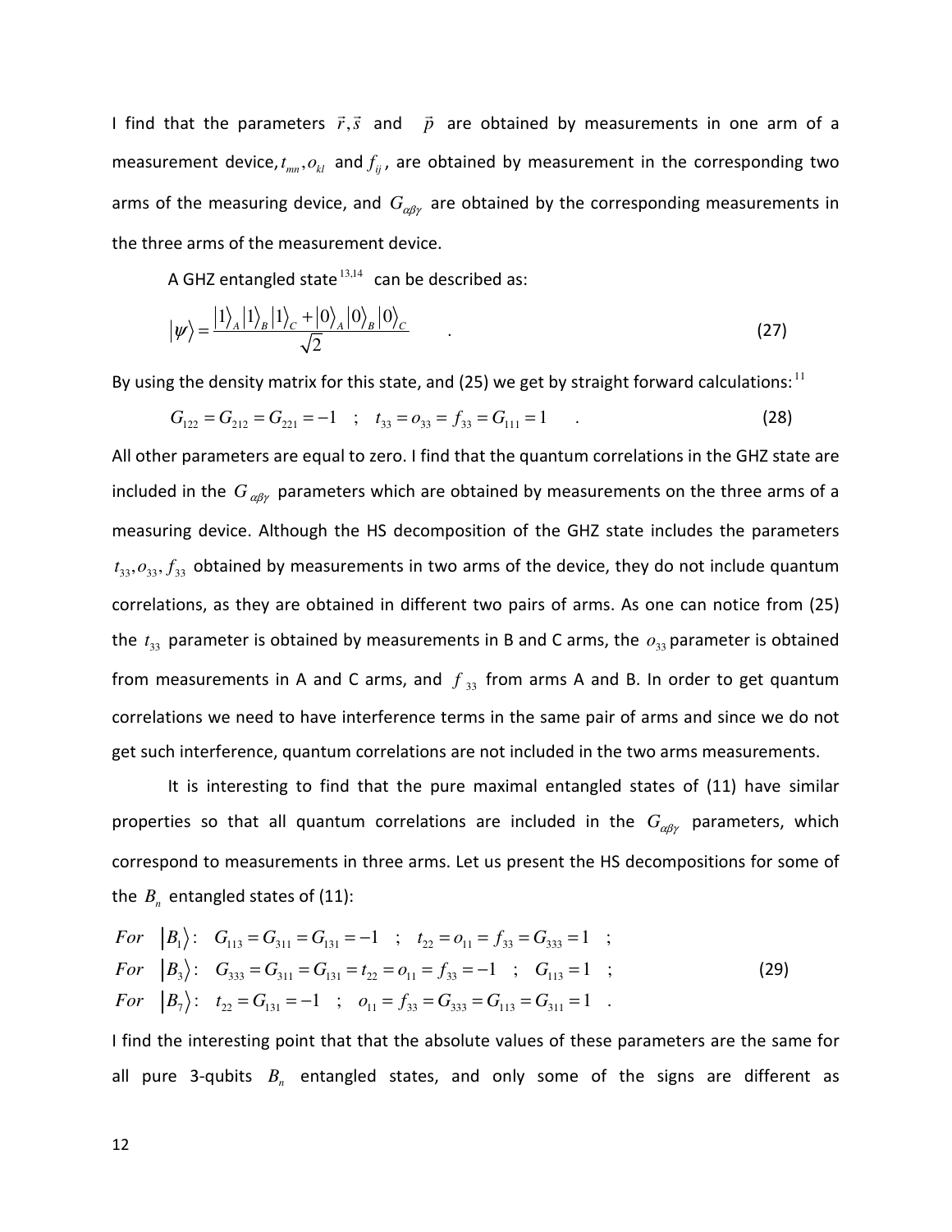I find that the parameters $\vec{r}, \vec{s}$ and $\vec{p}$ are obtained by measurements in one arm of a measurement device, $t_{mn}, o_{kl}$ and $f_{ij}$, are obtained by measurement in the corresponding two arms of the measuring device, and $G_{\alpha\beta\gamma}$ are obtained by the corresponding measurements in the three arms of the measurement device.

A GHZ entangled state [13,14] can be described as:

$$|\psi\rangle = \frac{|1\rangle_A |1\rangle_B |1\rangle_C + |0\rangle_A |0\rangle_B |0\rangle_C}{\sqrt{2}} \quad . \tag{27}$$

By using the density matrix for this state, and (25) we get by straight forward calculations: [11]

$$G_{122} = G_{212} = G_{221} = -1 \quad ; \quad t_{33} = o_{33} = f_{33} = G_{111} = 1 \quad . \tag{28}$$

All other parameters are equal to zero. I find that the quantum correlations in the GHZ state are included in the $G_{\alpha\beta\gamma}$ parameters which are obtained by measurements on the three arms of a measuring device. Although the HS decomposition of the GHZ state includes the parameters $t_{33}, o_{33}, f_{33}$ obtained by measurements in two arms of the device, they do not include quantum correlations, as they are obtained in different two pairs of arms. As one can notice from (25) the $t_{33}$ parameter is obtained by measurements in B and C arms, the $o_{33}$ parameter is obtained from measurements in A and C arms, and $f_{33}$ from arms A and B. In order to get quantum correlations we need to have interference terms in the same pair of arms and since we do not get such interference, quantum correlations are not included in the two arms measurements.

It is interesting to find that the pure maximal entangled states of (11) have similar properties so that all quantum correlations are included in the $G_{\alpha\beta\gamma}$ parameters, which correspond to measurements in three arms. Let us present the HS decompositions for some of the $B_n$ entangled states of (11):

$$\begin{aligned}
&For \quad |B_1\rangle: \quad G_{113} = G_{311} = G_{131} = -1 \quad ; \quad t_{22} = o_{11} = f_{33} = G_{333} = 1 \quad ; \\
&For \quad |B_3\rangle: \quad G_{333} = G_{311} = G_{131} = t_{22} = o_{11} = f_{33} = -1 \quad ; \quad G_{113} = 1 \quad ; \\
&For \quad |B_7\rangle: \quad t_{22} = G_{131} = -1 \quad ; \quad o_{11} = f_{33} = G_{333} = G_{113} = G_{311} = 1 \quad .
\end{aligned} \tag{29}$$

I find the interesting point that that the absolute values of these parameters are the same for all pure 3-qubits $B_n$ entangled states, and only some of the signs are different as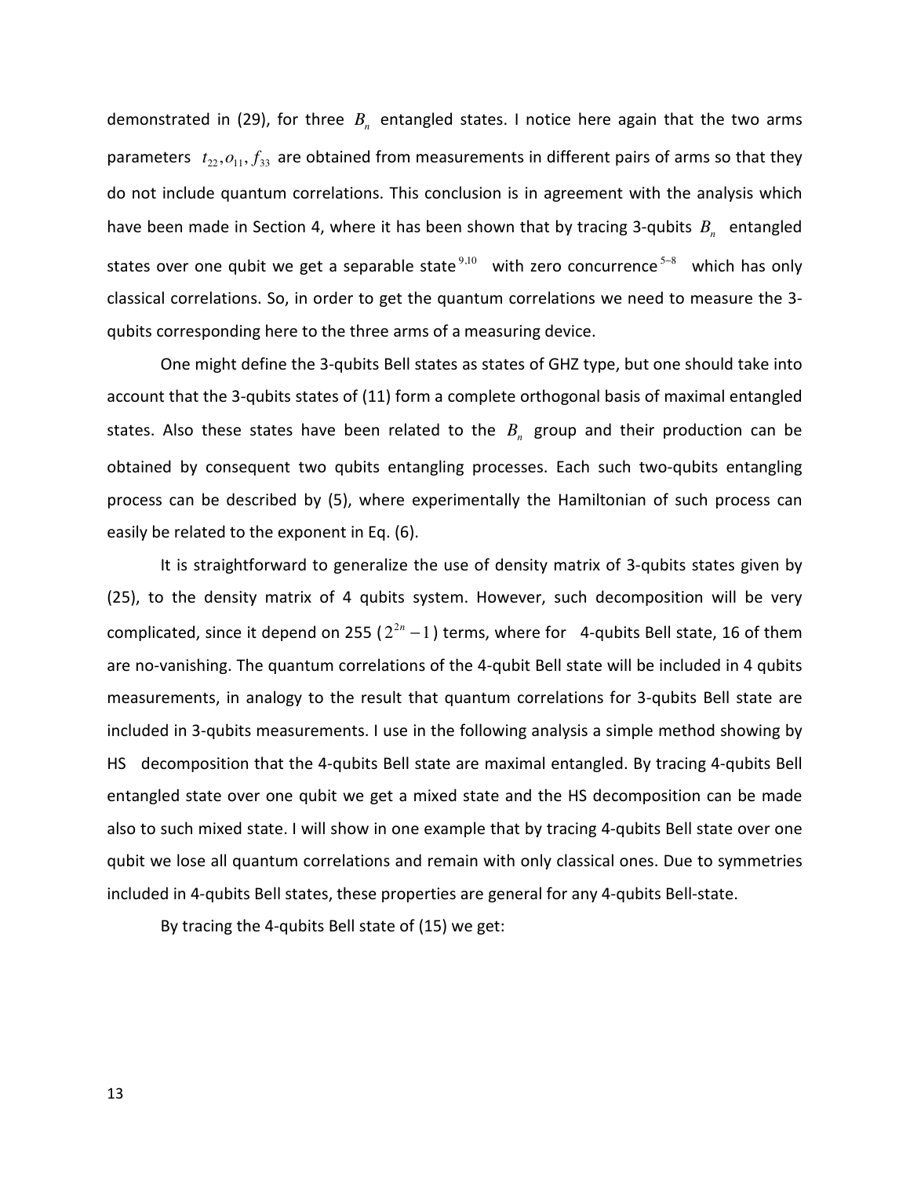demonstrated in (29), for three $B_n$ entangled states. I notice here again that the two arms parameters $t_{22}, o_{11}, f_{33}$ are obtained from measurements in different pairs of arms so that they do not include quantum correlations. This conclusion is in agreement with the analysis which have been made in Section 4, where it has been shown that by tracing 3-qubits $B_n$ entangled states over one qubit we get a separable state [9,10] with zero concurrence [5–8] which has only classical correlations. So, in order to get the quantum correlations we need to measure the 3-qubits corresponding here to the three arms of a measuring device.

One might define the 3-qubits Bell states as states of GHZ type, but one should take into account that the 3-qubits states of (11) form a complete orthogonal basis of maximal entangled states. Also these states have been related to the $B_n$ group and their production can be obtained by consequent two qubits entangling processes. Each such two-qubits entangling process can be described by (5), where experimentally the Hamiltonian of such process can easily be related to the exponent in Eq. (6).

It is straightforward to generalize the use of density matrix of 3-qubits states given by (25), to the density matrix of 4 qubits system. However, such decomposition will be very complicated, since it depend on 255 ($2^{2n}-1$) terms, where for 4-qubits Bell state, 16 of them are no-vanishing. The quantum correlations of the 4-qubit Bell state will be included in 4 qubits measurements, in analogy to the result that quantum correlations for 3-qubits Bell state are included in 3-qubits measurements. I use in the following analysis a simple method showing by HS decomposition that the 4-qubits Bell state are maximal entangled. By tracing 4-qubits Bell entangled state over one qubit we get a mixed state and the HS decomposition can be made also to such mixed state. I will show in one example that by tracing 4-qubits Bell state over one qubit we lose all quantum correlations and remain with only classical ones. Due to symmetries included in 4-qubits Bell states, these properties are general for any 4-qubits Bell-state.

By tracing the 4-qubits Bell state of (15) we get: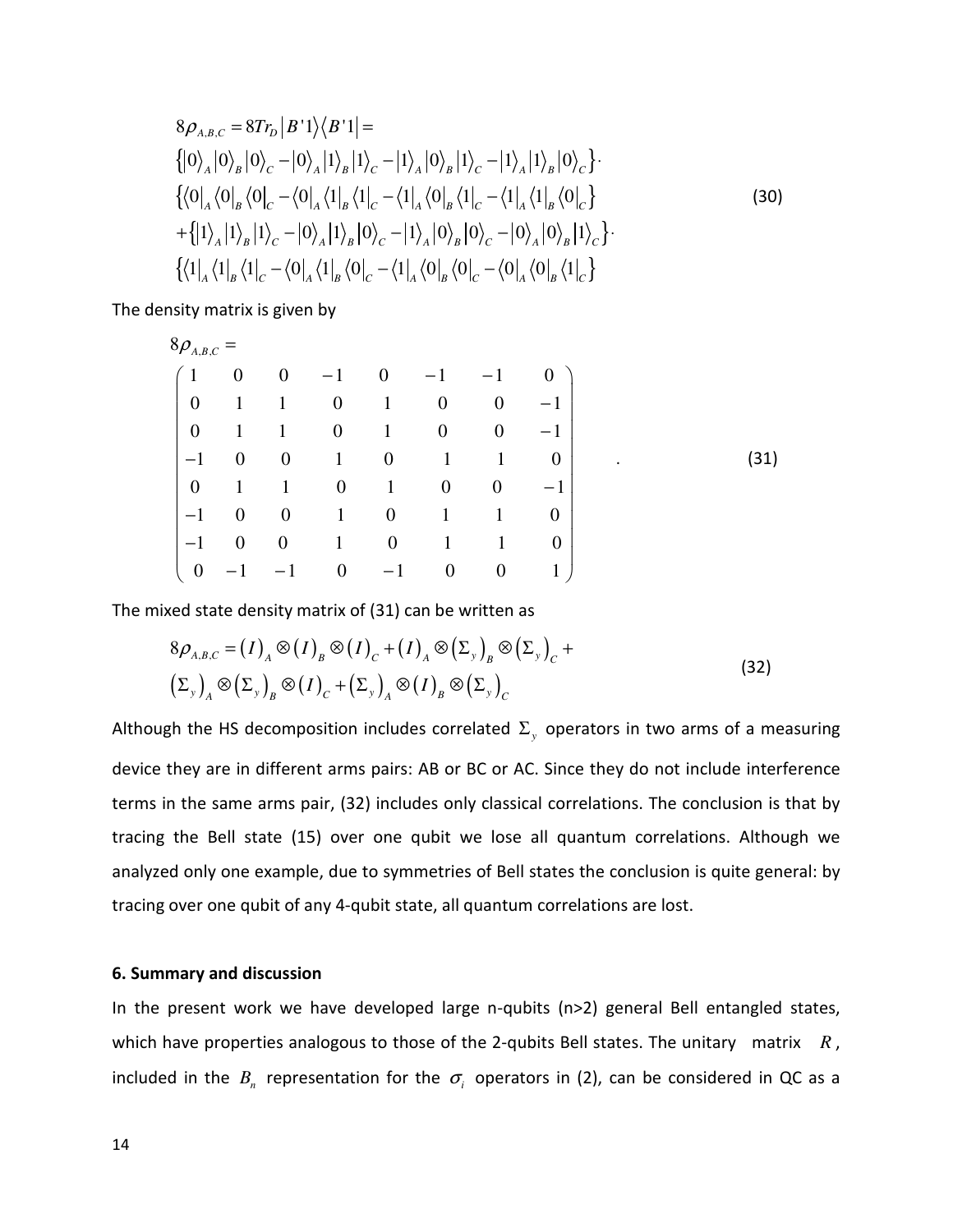$$
\begin{aligned}
&8\rho_{A,B,C} = 8Tr_D |B'1\rangle\langle B'1| = \\
&\{|0\rangle_A|0\rangle_B|0\rangle_C - |0\rangle_A|1\rangle_B|1\rangle_C - |1\rangle_A|0\rangle_B|1\rangle_C - |1\rangle_A|1\rangle_B|0\rangle_C\}\cdot \\
&\{\langle 0|_A\langle 0|_B\langle 0|_C - \langle 0|_A\langle 1|_B\langle 1|_C - \langle 1|_A\langle 0|_B\langle 1|_C - \langle 1|_A\langle 1|_B\langle 0|_C\} \\
&+\{|1\rangle_A|1\rangle_B|1\rangle_C - |0\rangle_A|1\rangle_B|0\rangle_C - |1\rangle_A|0\rangle_B|0\rangle_C - |0\rangle_A|0\rangle_B|1\rangle_C\}\cdot \\
&\{\langle 1|_A\langle 1|_B\langle 1|_C - \langle 0|_A\langle 1|_B\langle 0|_C - \langle 1|_A\langle 0|_B\langle 0|_C - \langle 0|_A\langle 0|_B\langle 1|_C\}
\end{aligned}
\tag{30}
$$

The density matrix is given by

$$
8\rho_{A,B,C} =
\begin{pmatrix}
1 & 0 & 0 & -1 & 0 & -1 & -1 & 0 \\
0 & 1 & 1 & 0 & 1 & 0 & 0 & -1 \\
0 & 1 & 1 & 0 & 1 & 0 & 0 & -1 \\
-1 & 0 & 0 & 1 & 0 & 1 & 1 & 0 \\
0 & 1 & 1 & 0 & 1 & 0 & 0 & -1 \\
-1 & 0 & 0 & 1 & 0 & 1 & 1 & 0 \\
-1 & 0 & 0 & 1 & 0 & 1 & 1 & 0 \\
0 & -1 & -1 & 0 & -1 & 0 & 0 & 1
\end{pmatrix} .
\tag{31}
$$

The mixed state density matrix of (31) can be written as

$$
\begin{aligned}
&8\rho_{A,B,C} = (I)_A \otimes (I)_B \otimes (I)_C + (I)_A \otimes (\Sigma_y)_B \otimes (\Sigma_y)_C + \\
&(\Sigma_y)_A \otimes (\Sigma_y)_B \otimes (I)_C + (\Sigma_y)_A \otimes (I)_B \otimes (\Sigma_y)_C
\end{aligned}
\tag{32}
$$

Although the HS decomposition includes correlated $\Sigma_y$ operators in two arms of a measuring device they are in different arms pairs: AB or BC or AC. Since they do not include interference terms in the same arms pair, (32) includes only classical correlations. The conclusion is that by tracing the Bell state (15) over one qubit we lose all quantum correlations. Although we analyzed only one example, due to symmetries of Bell states the conclusion is quite general: by tracing over one qubit of any 4-qubit state, all quantum correlations are lost.

### 6. Summary and discussion

In the present work we have developed large n-qubits (n>2) general Bell entangled states, which have properties analogous to those of the 2-qubits Bell states. The unitary matrix $R$, included in the $B_n$ representation for the $\sigma_i$ operators in (2), can be considered in QC as a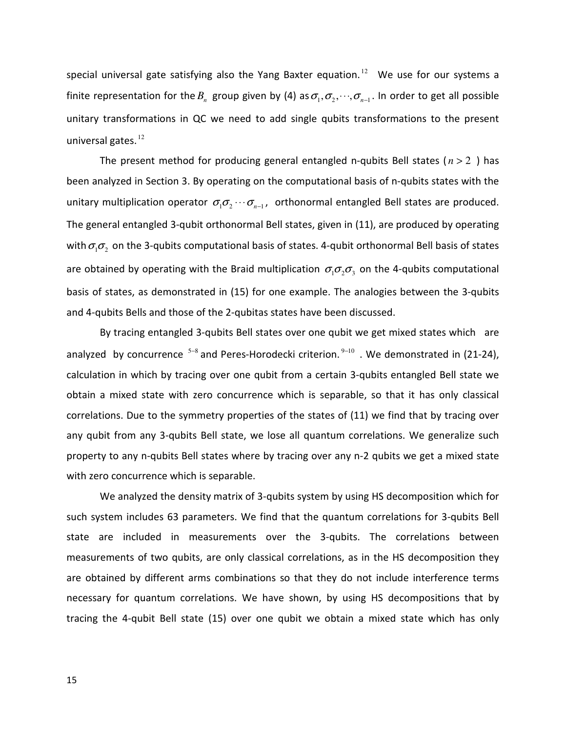special universal gate satisfying also the Yang Baxter equation.[12] We use for our systems a finite representation for the $B_n$ group given by (4) as $\sigma_1, \sigma_2, \cdots, \sigma_{n-1}$. In order to get all possible unitary transformations in QC we need to add single qubits transformations to the present universal gates.[12]

The present method for producing general entangled n-qubits Bell states ( $n > 2$ ) has been analyzed in Section 3. By operating on the computational basis of n-qubits states with the unitary multiplication operator $\sigma_1 \sigma_2 \cdots \sigma_{n-1}$, orthonormal entangled Bell states are produced. The general entangled 3-qubit orthonormal Bell states, given in (11), are produced by operating with $\sigma_1 \sigma_2$ on the 3-qubits computational basis of states. 4-qubit orthonormal Bell basis of states are obtained by operating with the Braid multiplication $\sigma_1 \sigma_2 \sigma_3$ on the 4-qubits computational basis of states, as demonstrated in (15) for one example. The analogies between the 3-qubits and 4-qubits Bells and those of the 2-qubitas states have been discussed.

By tracing entangled 3-qubits Bell states over one qubit we get mixed states which are analyzed by concurrence [5–8] and Peres-Horodecki criterion.[9–10] . We demonstrated in (21-24), calculation in which by tracing over one qubit from a certain 3-qubits entangled Bell state we obtain a mixed state with zero concurrence which is separable, so that it has only classical correlations. Due to the symmetry properties of the states of (11) we find that by tracing over any qubit from any 3-qubits Bell state, we lose all quantum correlations. We generalize such property to any n-qubits Bell states where by tracing over any n-2 qubits we get a mixed state with zero concurrence which is separable.

We analyzed the density matrix of 3-qubits system by using HS decomposition which for such system includes 63 parameters. We find that the quantum correlations for 3-qubits Bell state are included in measurements over the 3-qubits. The correlations between measurements of two qubits, are only classical correlations, as in the HS decomposition they are obtained by different arms combinations so that they do not include interference terms necessary for quantum correlations. We have shown, by using HS decompositions that by tracing the 4-qubit Bell state (15) over one qubit we obtain a mixed state which has only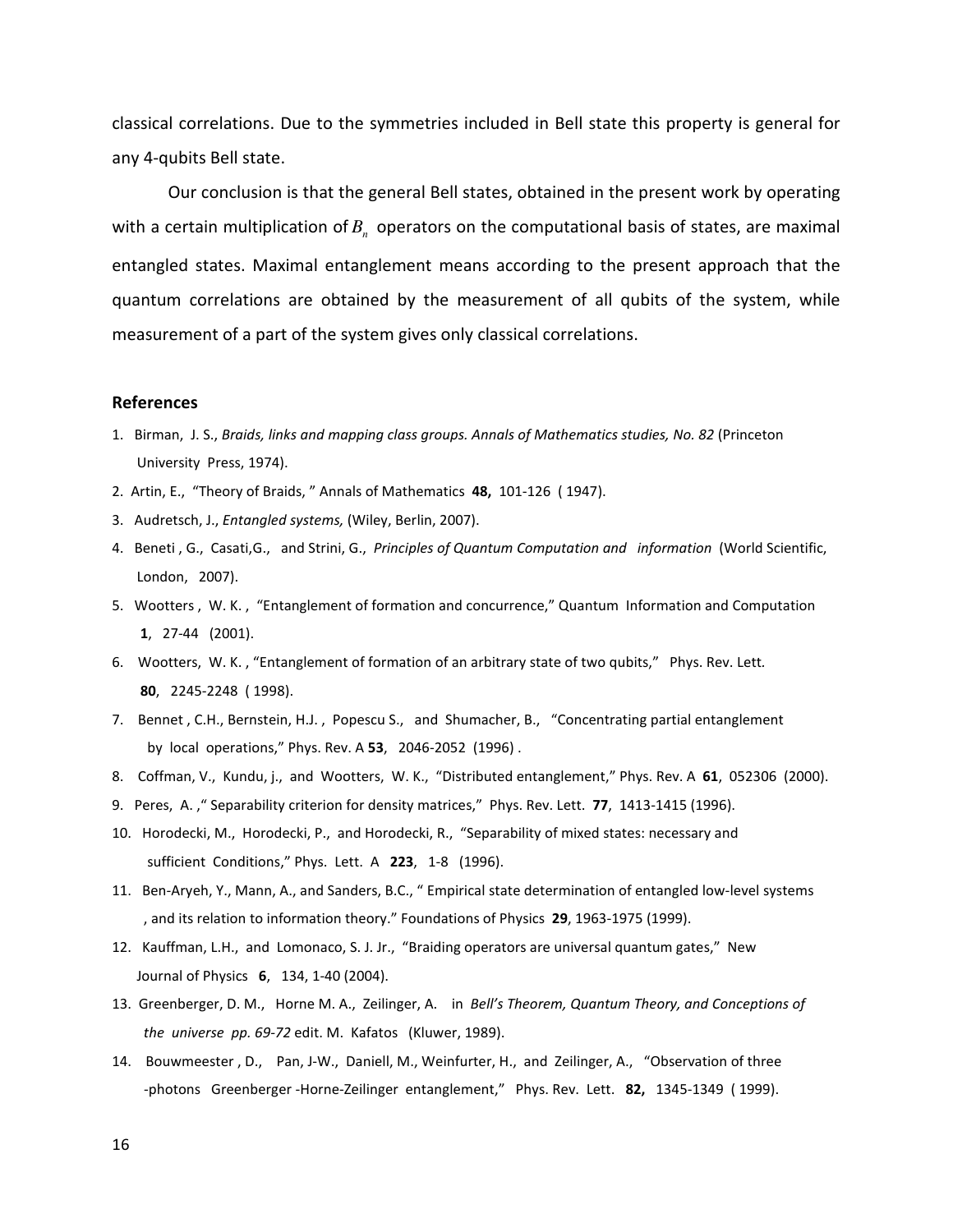classical correlations. Due to the symmetries included in Bell state this property is general for any 4-qubits Bell state.

Our conclusion is that the general Bell states, obtained in the present work by operating with a certain multiplication of $B_n$ operators on the computational basis of states, are maximal entangled states. Maximal entanglement means according to the present approach that the quantum correlations are obtained by the measurement of all qubits of the system, while measurement of a part of the system gives only classical correlations.

## References

1. Birman, J. S., *Braids, links and mapping class groups. Annals of Mathematics studies, No. 82* (Princeton University Press, 1974).
2. Artin, E., "Theory of Braids, " Annals of Mathematics **48,** 101-126 ( 1947).
3. Audretsch, J., *Entangled systems,* (Wiley, Berlin, 2007).
4. Beneti , G., Casati,G., and Strini, G., *Principles of Quantum Computation and information* (World Scientific, London, 2007).
5. Wootters , W. K. , "Entanglement of formation and concurrence," Quantum Information and Computation **1**, 27-44 (2001).
6. Wootters, W. K. , "Entanglement of formation of an arbitrary state of two qubits," Phys. Rev. Lett. **80**, 2245-2248 ( 1998).
7. Bennet , C.H., Bernstein, H.J. , Popescu S., and Shumacher, B., "Concentrating partial entanglement by local operations," Phys. Rev. A **53**, 2046-2052 (1996) .
8. Coffman, V., Kundu, j., and Wootters, W. K., "Distributed entanglement," Phys. Rev. A **61**, 052306 (2000).
9. Peres, A. ," Separability criterion for density matrices," Phys. Rev. Lett. **77**, 1413-1415 (1996).
10. Horodecki, M., Horodecki, P., and Horodecki, R., "Separability of mixed states: necessary and sufficient Conditions," Phys. Lett. A **223**, 1-8 (1996).
11. Ben-Aryeh, Y., Mann, A., and Sanders, B.C., " Empirical state determination of entangled low-level systems , and its relation to information theory." Foundations of Physics **29**, 1963-1975 (1999).
12. Kauffman, L.H., and Lomonaco, S. J. Jr., "Braiding operators are universal quantum gates," New Journal of Physics **6**, 134, 1-40 (2004).
13. Greenberger, D. M., Horne M. A., Zeilinger, A. in *Bell's Theorem, Quantum Theory, and Conceptions of the universe pp. 69-72* edit. M. Kafatos (Kluwer, 1989).
14. Bouwmeester , D., Pan, J-W., Daniell, M., Weinfurter, H., and Zeilinger, A., "Observation of three -photons Greenberger -Horne-Zeilinger entanglement," Phys. Rev. Lett. **82,** 1345-1349 ( 1999).